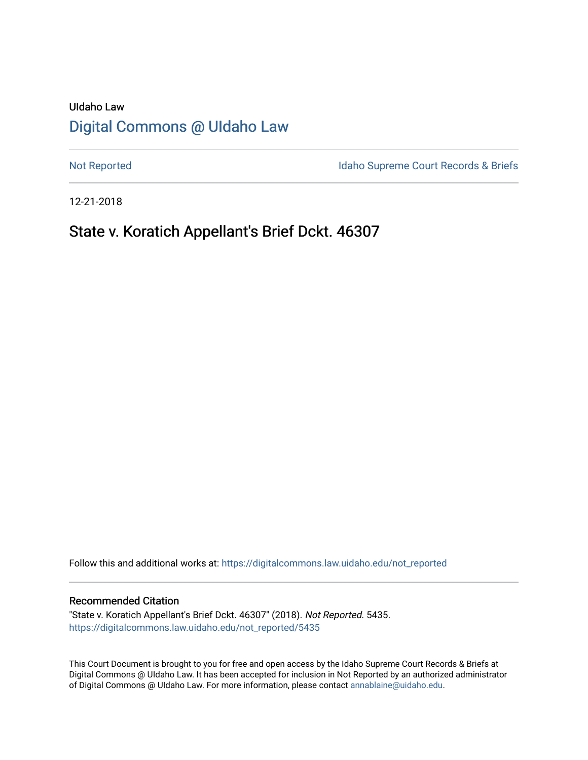UIdaho Law

# Digital Commons @ UIdaho Law

Not Reported | Idaho Supreme Court Records & Briefs

12-21-2018

## State v. Koratich Appellant's Brief Dckt. 46307

Follow this and additional works at: https://digitalcommons.law.uidaho.edu/not_reported

### Recommended Citation

"State v. Koratich Appellant's Brief Dckt. 46307" (2018). *Not Reported*. 5435.
https://digitalcommons.law.uidaho.edu/not_reported/5435

This Court Document is brought to you for free and open access by the Idaho Supreme Court Records & Briefs at Digital Commons @ UIdaho Law. It has been accepted for inclusion in Not Reported by an authorized administrator of Digital Commons @ UIdaho Law. For more information, please contact annablaine@uidaho.edu.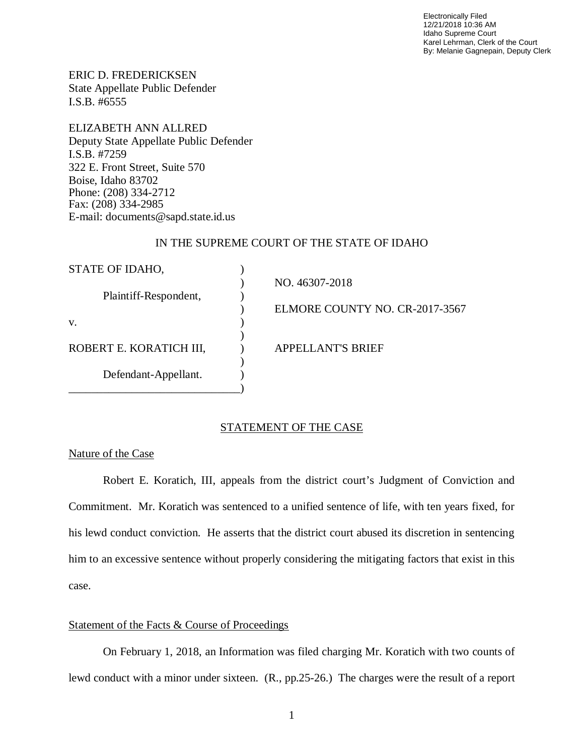Electronically Filed
12/21/2018 10:36 AM
Idaho Supreme Court
Karel Lehrman, Clerk of the Court
By: Melanie Gagnepain, Deputy Clerk

ERIC D. FREDERICKSEN
State Appellate Public Defender
I.S.B. #6555

ELIZABETH ANN ALLRED
Deputy State Appellate Public Defender
I.S.B. #7259
322 E. Front Street, Suite 570
Boise, Idaho 83702
Phone: (208) 334-2712
Fax: (208) 334-2985
E-mail: documents@sapd.state.id.us

IN THE SUPREME COURT OF THE STATE OF IDAHO

| | | |
|---|---|---|
| STATE OF IDAHO, | ) | |
| | ) | NO. 46307-2018 |
| Plaintiff-Respondent, | ) | |
| | ) | ELMORE COUNTY NO. CR-2017-3567 |
| v. | ) | |
| | ) | |
| ROBERT E. KORATICH III, | ) | APPELLANT'S BRIEF |
| | ) | |
| Defendant-Appellant. | ) | |
| ______________________________ | ) | |

## STATEMENT OF THE CASE

### Nature of the Case

Robert E. Koratich, III, appeals from the district court's Judgment of Conviction and Commitment. Mr. Koratich was sentenced to a unified sentence of life, with ten years fixed, for his lewd conduct conviction. He asserts that the district court abused its discretion in sentencing him to an excessive sentence without properly considering the mitigating factors that exist in this case.

### Statement of the Facts & Course of Proceedings

On February 1, 2018, an Information was filed charging Mr. Koratich with two counts of lewd conduct with a minor under sixteen. (R., pp.25-26.) The charges were the result of a report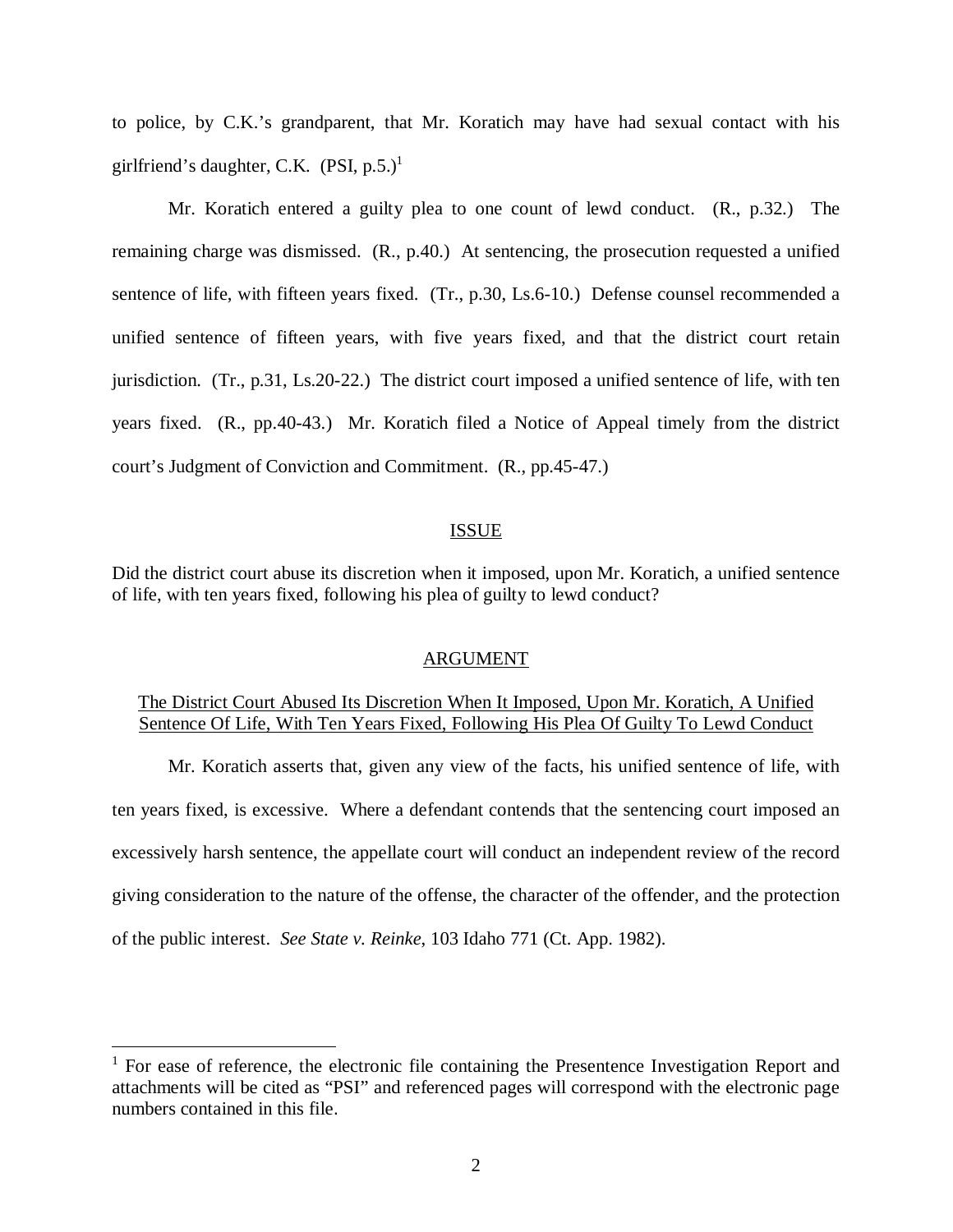to police, by C.K.'s grandparent, that Mr. Koratich may have had sexual contact with his girlfriend's daughter, C.K. (PSI, p.5.)[1]

Mr. Koratich entered a guilty plea to one count of lewd conduct. (R., p.32.) The remaining charge was dismissed. (R., p.40.) At sentencing, the prosecution requested a unified sentence of life, with fifteen years fixed. (Tr., p.30, Ls.6-10.) Defense counsel recommended a unified sentence of fifteen years, with five years fixed, and that the district court retain jurisdiction. (Tr., p.31, Ls.20-22.) The district court imposed a unified sentence of life, with ten years fixed. (R., pp.40-43.) Mr. Koratich filed a Notice of Appeal timely from the district court's Judgment of Conviction and Commitment. (R., pp.45-47.)

## ISSUE

Did the district court abuse its discretion when it imposed, upon Mr. Koratich, a unified sentence of life, with ten years fixed, following his plea of guilty to lewd conduct?

## ARGUMENT

### The District Court Abused Its Discretion When It Imposed, Upon Mr. Koratich, A Unified Sentence Of Life, With Ten Years Fixed, Following His Plea Of Guilty To Lewd Conduct

Mr. Koratich asserts that, given any view of the facts, his unified sentence of life, with ten years fixed, is excessive. Where a defendant contends that the sentencing court imposed an excessively harsh sentence, the appellate court will conduct an independent review of the record giving consideration to the nature of the offense, the character of the offender, and the protection of the public interest. *See State v. Reinke*, 103 Idaho 771 (Ct. App. 1982).

---

[1] For ease of reference, the electronic file containing the Presentence Investigation Report and attachments will be cited as "PSI" and referenced pages will correspond with the electronic page numbers contained in this file.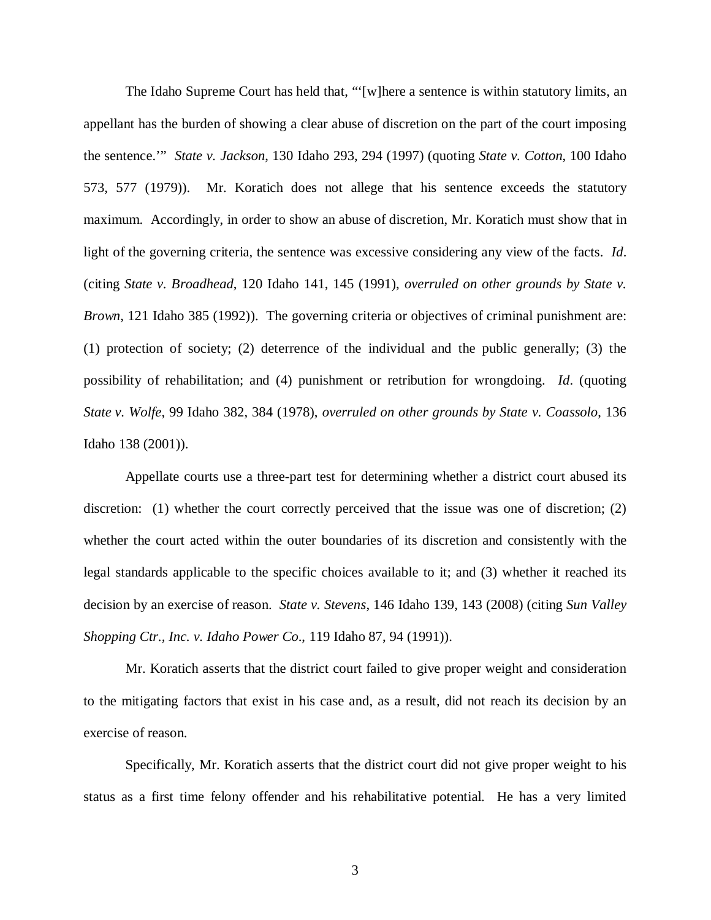The Idaho Supreme Court has held that, "'[w]here a sentence is within statutory limits, an appellant has the burden of showing a clear abuse of discretion on the part of the court imposing the sentence.'" *State v. Jackson*, 130 Idaho 293, 294 (1997) (quoting *State v. Cotton*, 100 Idaho 573, 577 (1979)). Mr. Koratich does not allege that his sentence exceeds the statutory maximum. Accordingly, in order to show an abuse of discretion, Mr. Koratich must show that in light of the governing criteria, the sentence was excessive considering any view of the facts. *Id*. (citing *State v. Broadhead*, 120 Idaho 141, 145 (1991), *overruled on other grounds by State v. Brown*, 121 Idaho 385 (1992)). The governing criteria or objectives of criminal punishment are: (1) protection of society; (2) deterrence of the individual and the public generally; (3) the possibility of rehabilitation; and (4) punishment or retribution for wrongdoing. *Id*. (quoting *State v. Wolfe*, 99 Idaho 382, 384 (1978), *overruled on other grounds by State v. Coassolo*, 136 Idaho 138 (2001)).

Appellate courts use a three-part test for determining whether a district court abused its discretion: (1) whether the court correctly perceived that the issue was one of discretion; (2) whether the court acted within the outer boundaries of its discretion and consistently with the legal standards applicable to the specific choices available to it; and (3) whether it reached its decision by an exercise of reason. *State v. Stevens*, 146 Idaho 139, 143 (2008) (citing *Sun Valley Shopping Ctr., Inc. v. Idaho Power Co*., 119 Idaho 87, 94 (1991)).

Mr. Koratich asserts that the district court failed to give proper weight and consideration to the mitigating factors that exist in his case and, as a result, did not reach its decision by an exercise of reason.

Specifically, Mr. Koratich asserts that the district court did not give proper weight to his status as a first time felony offender and his rehabilitative potential. He has a very limited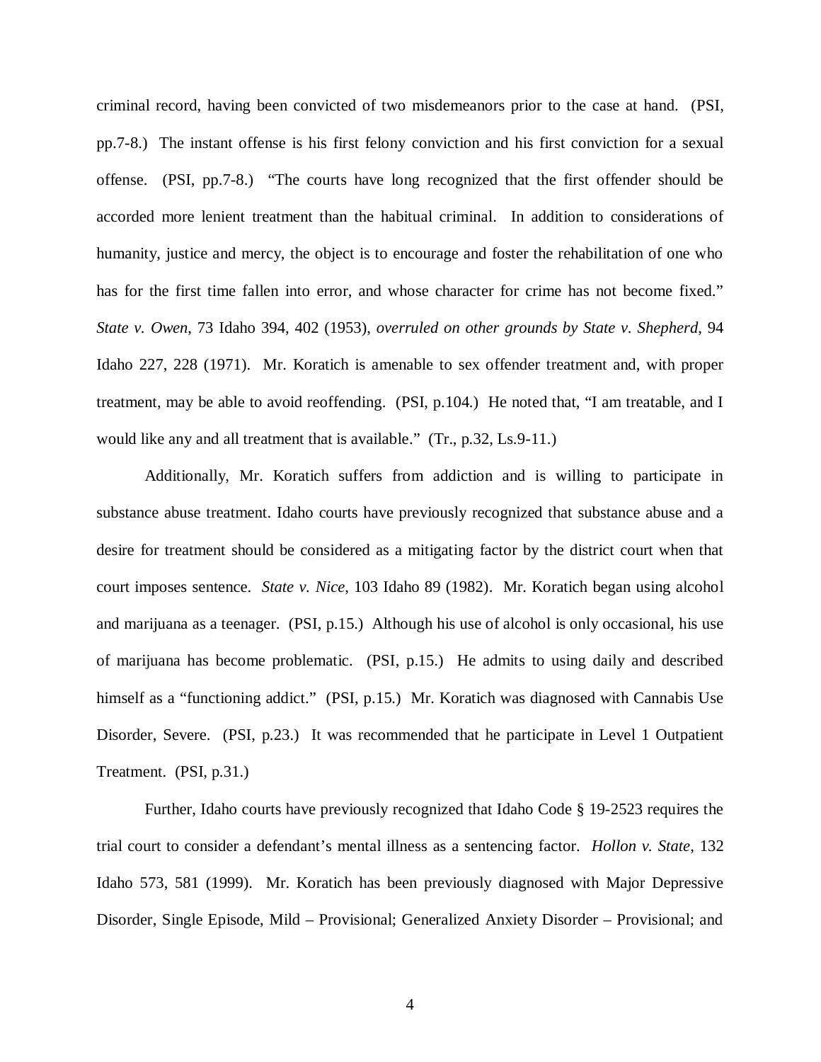criminal record, having been convicted of two misdemeanors prior to the case at hand. (PSI, pp.7-8.) The instant offense is his first felony conviction and his first conviction for a sexual offense. (PSI, pp.7-8.) "The courts have long recognized that the first offender should be accorded more lenient treatment than the habitual criminal. In addition to considerations of humanity, justice and mercy, the object is to encourage and foster the rehabilitation of one who has for the first time fallen into error, and whose character for crime has not become fixed." *State v. Owen*, 73 Idaho 394, 402 (1953), *overruled on other grounds by State v. Shepherd*, 94 Idaho 227, 228 (1971). Mr. Koratich is amenable to sex offender treatment and, with proper treatment, may be able to avoid reoffending. (PSI, p.104.) He noted that, "I am treatable, and I would like any and all treatment that is available." (Tr., p.32, Ls.9-11.)

Additionally, Mr. Koratich suffers from addiction and is willing to participate in substance abuse treatment. Idaho courts have previously recognized that substance abuse and a desire for treatment should be considered as a mitigating factor by the district court when that court imposes sentence. *State v. Nice*, 103 Idaho 89 (1982). Mr. Koratich began using alcohol and marijuana as a teenager. (PSI, p.15.) Although his use of alcohol is only occasional, his use of marijuana has become problematic. (PSI, p.15.) He admits to using daily and described himself as a "functioning addict." (PSI, p.15.) Mr. Koratich was diagnosed with Cannabis Use Disorder, Severe. (PSI, p.23.) It was recommended that he participate in Level 1 Outpatient Treatment. (PSI, p.31.)

Further, Idaho courts have previously recognized that Idaho Code § 19-2523 requires the trial court to consider a defendant's mental illness as a sentencing factor. *Hollon v. State*, 132 Idaho 573, 581 (1999). Mr. Koratich has been previously diagnosed with Major Depressive Disorder, Single Episode, Mild – Provisional; Generalized Anxiety Disorder – Provisional; and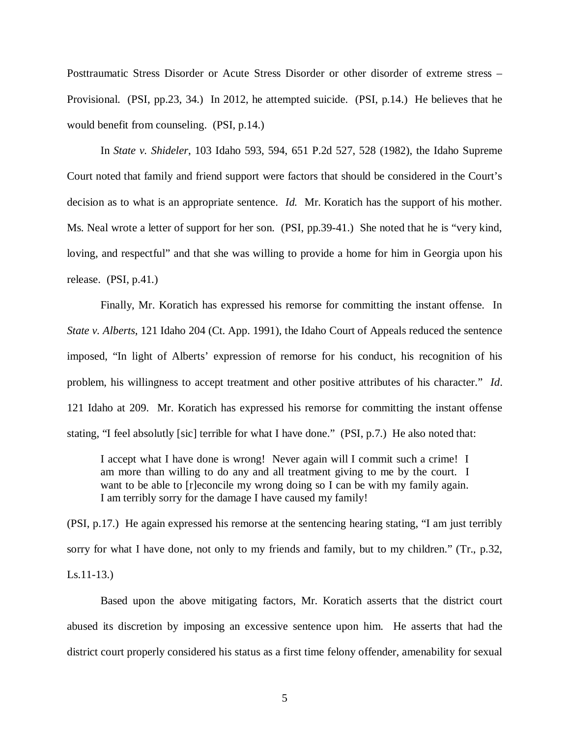Posttraumatic Stress Disorder or Acute Stress Disorder or other disorder of extreme stress – Provisional. (PSI, pp.23, 34.) In 2012, he attempted suicide. (PSI, p.14.) He believes that he would benefit from counseling. (PSI, p.14.)

In *State v. Shideler*, 103 Idaho 593, 594, 651 P.2d 527, 528 (1982), the Idaho Supreme Court noted that family and friend support were factors that should be considered in the Court's decision as to what is an appropriate sentence. *Id.* Mr. Koratich has the support of his mother. Ms. Neal wrote a letter of support for her son. (PSI, pp.39-41.) She noted that he is "very kind, loving, and respectful" and that she was willing to provide a home for him in Georgia upon his release. (PSI, p.41.)

Finally, Mr. Koratich has expressed his remorse for committing the instant offense. In *State v. Alberts*, 121 Idaho 204 (Ct. App. 1991), the Idaho Court of Appeals reduced the sentence imposed, "In light of Alberts' expression of remorse for his conduct, his recognition of his problem, his willingness to accept treatment and other positive attributes of his character." *Id*. 121 Idaho at 209. Mr. Koratich has expressed his remorse for committing the instant offense stating, "I feel absolutly [sic] terrible for what I have done." (PSI, p.7.) He also noted that:

> I accept what I have done is wrong! Never again will I commit such a crime! I am more than willing to do any and all treatment giving to me by the court. I want to be able to [r]econcile my wrong doing so I can be with my family again. I am terribly sorry for the damage I have caused my family!

(PSI, p.17.) He again expressed his remorse at the sentencing hearing stating, "I am just terribly sorry for what I have done, not only to my friends and family, but to my children." (Tr., p.32, Ls.11-13.)

Based upon the above mitigating factors, Mr. Koratich asserts that the district court abused its discretion by imposing an excessive sentence upon him. He asserts that had the district court properly considered his status as a first time felony offender, amenability for sexual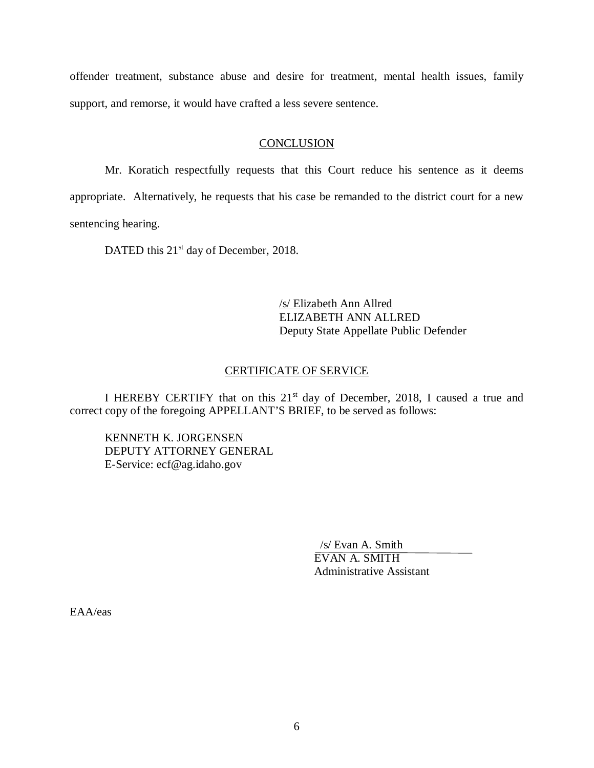offender treatment, substance abuse and desire for treatment, mental health issues, family support, and remorse, it would have crafted a less severe sentence.

## CONCLUSION

Mr. Koratich respectfully requests that this Court reduce his sentence as it deems appropriate. Alternatively, he requests that his case be remanded to the district court for a new sentencing hearing.

DATED this 21st day of December, 2018.

/s/ Elizabeth Ann Allred
ELIZABETH ANN ALLRED
Deputy State Appellate Public Defender

## CERTIFICATE OF SERVICE

I HEREBY CERTIFY that on this 21st day of December, 2018, I caused a true and correct copy of the foregoing APPELLANT'S BRIEF, to be served as follows:

KENNETH K. JORGENSEN
DEPUTY ATTORNEY GENERAL
E-Service: ecf@ag.idaho.gov

/s/ Evan A. Smith
EVAN A. SMITH
Administrative Assistant

EAA/eas